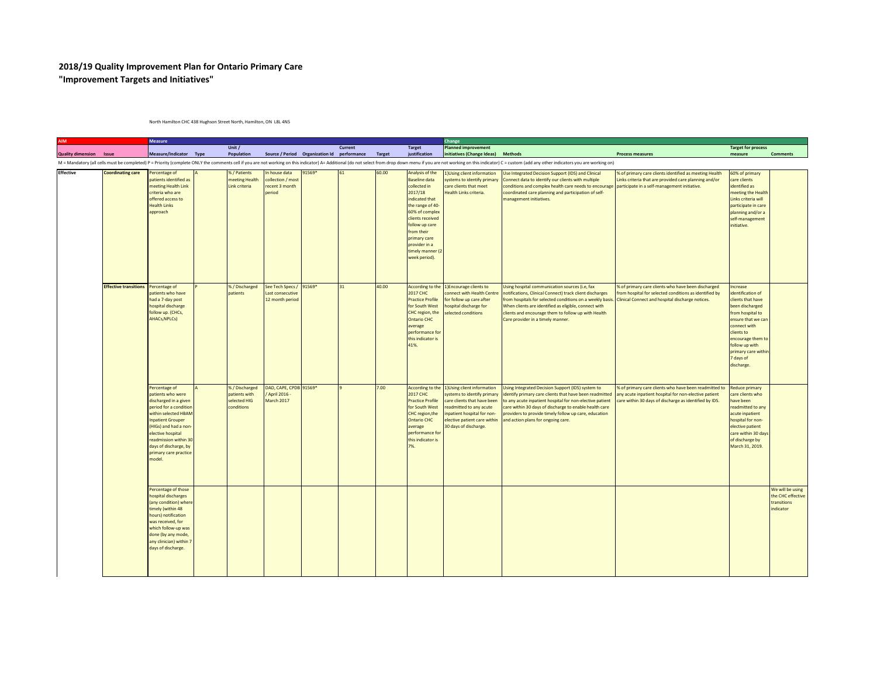# 2018/19 Quality Improvement Plan for Ontario Primary Care
## "Improvement Targets and Initiatives"

North Hamilton CHC 438 Hughson Street North, Hamilton, ON L8L 4N5

| AIM | | Measure | | | | | | | | Change | | | | |
|---|---|---|---|---|---|---|---|---|---|---|---|---|---|---|
| Quality dimension | Issue | Measure/Indicator | Type | Unit / Population | Source / Period | Organization Id | Current performance | Target | Target justification | Planned improvement initiatives (Change Ideas) | Methods | Process measures | Target for process measure | Comments |
| Effective | Coordinating care | Percentage of patients identified as meeting Health Link criteria who are offered access to Health Links approach | A | % / Patients meeting Health Link criteria | In house data collection / most recent 3 month period | 91569* | 61 | 60.00 | Analysis of the Baseline data collected in 2017/18 indicated that the range of 40-60% of complex clients received follow up care from their primary care provider in a timely manner (2 week period). | 1)Using client information systems to identify primary care clients that meet Health Links criteria. | Use Integrated Decision Support (IDS) and Clinical Connect data to identify our clients with multiple conditions and complex health care needs to encourage coordinated care planning and participation of self-management initiatives. | % of primary care clients identified as meeting Health Links criteria that are provided care planning and/or participate in a self-management initiative. | 60% of primary care clients identified as meeting the Health Links criteria will participate in care planning and/or a self-management initiative. | |
| | Effective transitions | Percentage of patients who have had a 7-day post hospital discharge follow up. (CHCs, AHACs,NPLCs) | P | % / Discharged patients | See Tech Specs / Last consecutive 12 month period | 91569* | 31 | 40.00 | According to the 2017 CHC Practice Profile for South West CHC region, the Ontario CHC average performance for this indicator is 41%. | 1)Encourage clients to connect with Health Centre for follow up care after hospital discharge for selected conditions | Using hospital communication sources (i.e, fax notifications, Clinical Connect) track client discharges from hospitals for selected conditions on a weekly basis. When clients are identified as eligible, connect with clients and encourage them to follow up with Health Care provider in a timely manner. | % of primary care clients who have been discharged from hospital for selected conditions as identified by Clinical Connect and hospital discharge notices. | Increase identification of clients that have been discharged from hospital to ensure that we can connect with clients to encourage them to follow up with primary care within 7 days of discharge. | |
| | | Percentage of patients who were discharged in a given period for a condition within selected HBAM Inpatient Grouper (HIGs) and had a non-elective hospital readmission within 30 days of discharge, by primary care practice model. | A | % / Discharged patients with selected HIG conditions | DAD, CAPE, CPDB / April 2016 - March 2017 | 91569* | 9 | 7.00 | According to the 2017 CHC Practice Profile for South West CHC region,the Ontario CHC average performance for this indicator is 7%. | 1)Using client information systems to identify primary care clients that have been readmitted to any acute inpatient hospital for non-elective patient care within 30 days of discharge. | Using Integrated Decision Support (IDS) system to identify primary care clients that have been readmitted to any acute inpatient hospital for non-elective patient care within 30 days of discharge to enable health care providers to provide timely follow up care, education and action plans for ongoing care. | % of primary care clients who have been readmitted to any acute inpatient hospital for non-elective patient care within 30 days of discharge as identified by IDS. | Reduce primary care clients who have been readmitted to any acute inpatient hospital for non-elective patient care within 30 days of discharge by March 31, 2019. | |
| | | Percentage of those hospital discharges (any condition) where timely (within 48 hours) notification was received, for which follow-up was done (by any mode, any clinician) within 7 days of discharge. | | | | | | | | | | | | We will be using the CHC effective transitions indicator |

M = Mandatory (all cells must be completed) P = Priority (complete ONLY the comments cell if you are not working on this indicator) A= Additional (do not select from drop down menu if you are not working on this indicator) C = custom (add any other indicators you are working on)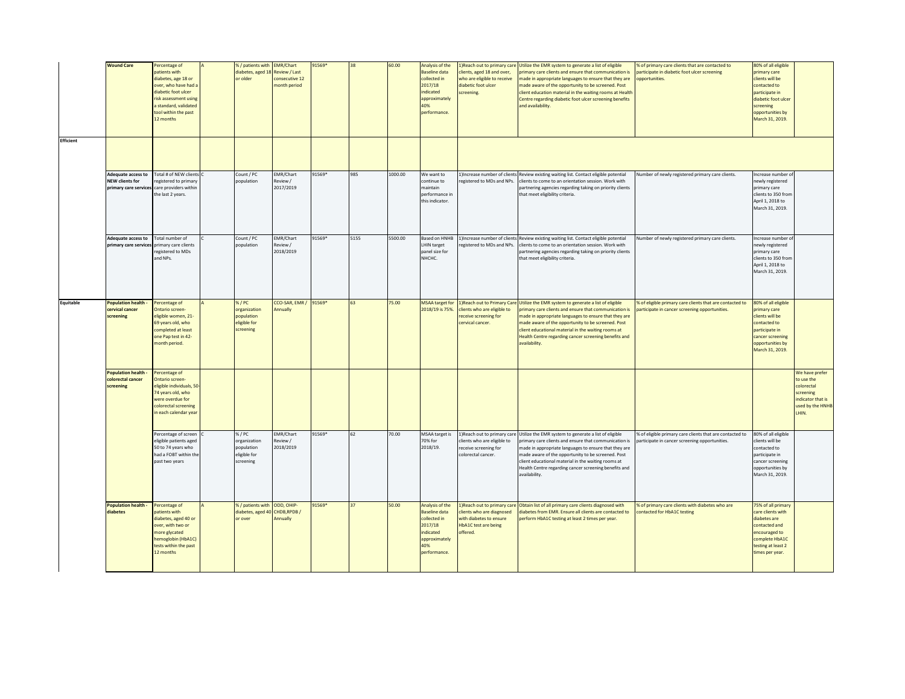| | | | | | | | | | | | | | | |
|---|---|---|---|---|---|---|---|---|---|---|---|---|---|---|
| | **Wound Care** | Percentage of patients with diabetes, age 18 or over, who have had a diabetic foot ulcer risk assessment using a standard, validated tool within the past 12 months | A | % / patients with diabetes, aged 18 or older | EMR/Chart Review / Last consecutive 12 month period | 91569* | 38 | 60.00 | Analysis of the Baseline data collected in 2017/18 indicated approximately 40% performance. | 1)Reach out to primary care clients, aged 18 and over, who are eligible to receive diabetic foot ulcer screening. | Utilize the EMR system to generate a list of eligible primary care clients and ensure that communication is made in appropriate languages to ensure that they are made aware of the opportunity to be screened. Post client education material in the waiting rooms at Health Centre regarding diabetic foot ulcer screening benefits and availability. | % of primary care clients that are contacted to participate in diabetic foot ulcer screening opportunities. | 80% of all eligible primary care clients will be contacted to participate in diabetic foot ulcer screening opportunities by March 31, 2019. | |
| **Efficient** | | | | | | | | | | | | | | |
| | **Adequate access to NEW clients for primary care services** | Total # of NEW clients registered to primary care providers within the last 2 years. | C | Count / PC population | EMR/Chart Review / 2017/2019 | 91569* | 985 | 1000.00 | We want to continue to maintain performance in this indicator. | 1)Increase number of clients registered to MDs and NPs. | Review existing waiting list. Contact eligible potential clients to come to an orientation session. Work with partnering agencies regarding taking on priority clients that meet eligibility criteria. | Number of newly registered primary care clients. | Increase number of newly registered primary care clients to 350 from April 1, 2018 to March 31, 2019. | |
| | **Adequate access to primary care services** | Total number of primary care clients registered to MDs and NPs. | C | Count / PC population | EMR/Chart Review / 2018/2019 | 91569* | 5155 | 5500.00 | Based on HNHB LHIN target panel size for NHCHC. | 1)Increase number of clients registered to MDs and NPs. | Review existing waiting list. Contact eligible potential clients to come to an orientation session. Work with partnering agencies regarding taking on priority clients that meet eligibility criteria. | Number of newly registered primary care clients. | Increase number of newly registered primary care clients to 350 from April 1, 2018 to March 31, 2019. | |
| **Equitable** | **Population health - cervical cancer screening** | Percentage of Ontario screen-eligible women, 21-69 years old, who completed at least one Pap test in 42-month period. | A | % / PC organization population eligible for screening | CCO-SAR, EMR / Annually | 91569* | 63 | 75.00 | MSAA target for 2018/19 is 75%. | 1)Reach out to Primary Care clients who are eligible to receive screening for cervical cancer. | Utilize the EMR system to generate a list of eligible primary care clients and ensure that communication is made in appropriate languages to ensure that they are made aware of the opportunity to be screened. Post client educational material in the waiting rooms at Health Centre regarding cancer screening benefits and availability. | % of eligible primary care clients that are contacted to participate in cancer screening opportunities. | 80% of all eligible primary care clients will be contacted to participate in cancer screening opportunities by March 31, 2019. | |
| | **Population health - colorectal cancer screening** | Percentage of Ontario screen-eligible individuals, 50-74 years old, who were overdue for colorectal screening in each calendar year | | | | | | | | | | | | We have prefer to use the colorectal screening indicator that is used by the HNHB LHIN. |
| | | Percentage of screen eligible patients aged 50 to 74 years who had a FOBT within the past two years | C | % / PC organization population eligible for screening | EMR/Chart Review / 2018/2019 | 91569* | 62 | 70.00 | MSAA target is 70% for 2018/19. | 1)Reach out to primary care clients who are eligible to receive screening for colorectal cancer. | Utilize the EMR system to generate a list of eligible primary care clients and ensure that communication is made in appropriate languages to ensure that they are made aware of the opportunity to be screened. Post client educational material in the waiting rooms at Health Centre regarding cancer screening benefits and availability. | % of eligible primary care clients that are contacted to participate in cancer screening opportunities. | 80% of all eligible clients will be contacted to participate in cancer screening opportunities by March 31, 2019. | |
| | **Population health - diabetes** | Percentage of patients with diabetes, aged 40 or over, with two or more glycated hemoglobin (HbA1C) tests within the past 12 months | A | % / patients with diabetes, aged 40 or over | ODD, OHIP-CHDB,RPDB / Annually | 91569* | 37 | 50.00 | Analysis of the Baseline data collected in 2017/18 indicated approximately 40% performance. | 1)Reach out to primary care clients who are diagnosed with diabetes to ensure HbA1C test are being offered. | Obtain list of all primary care clients diagnosed with diabetes from EMR. Ensure all clients are contacted to perform HbA1C testing at least 2 times per year. | % of primary care clients with diabetes who are contacted for HbA1C testing | 75% of all primary care clients with diabetes are contacted and encouraged to complete HbA1C testing at least 2 times per year. | |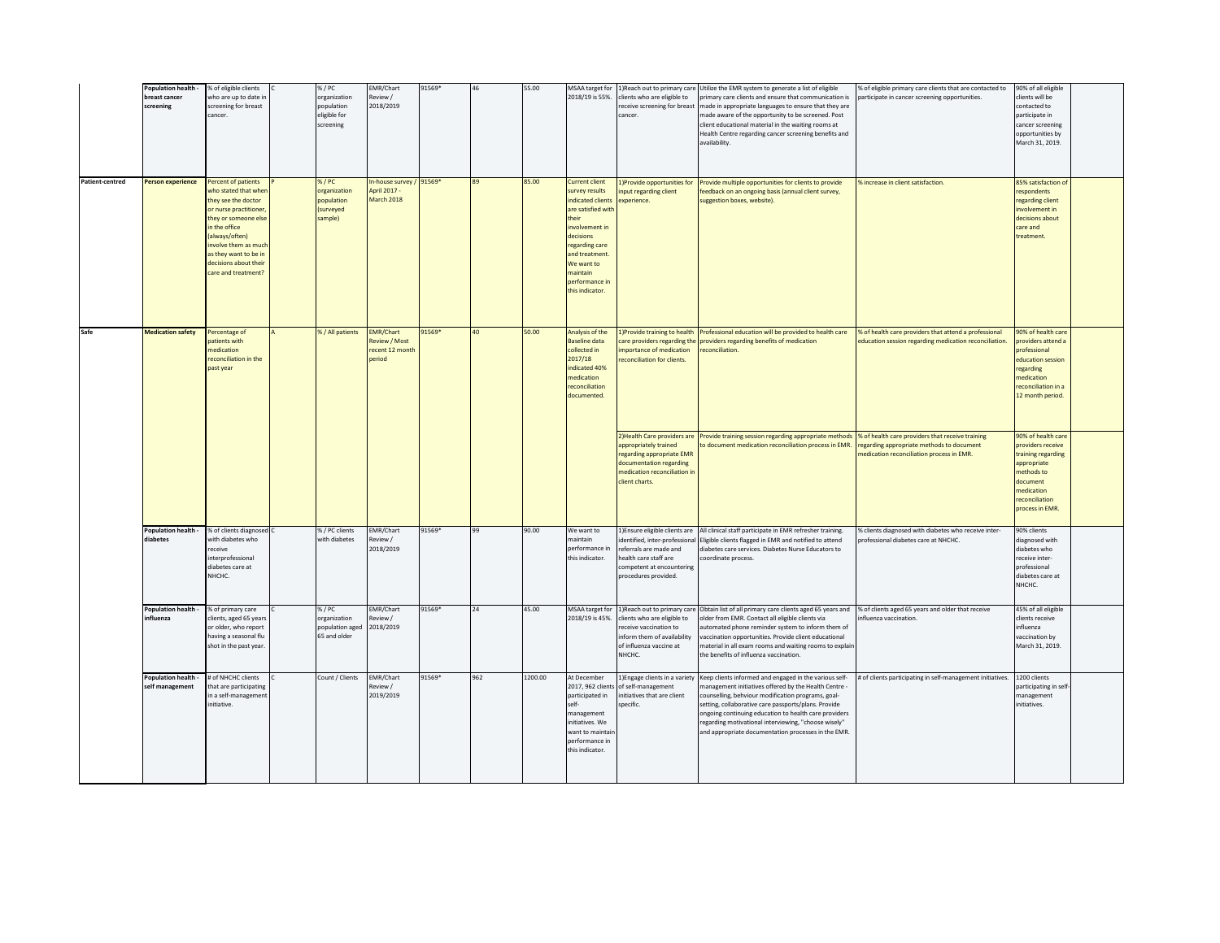|  |  |  |  |  |  |  |  |  |  |  |  |  |  |  |
|---|---|---|---|---|---|---|---|---|---|---|---|---|---|---|
|  | Population health - breast cancer screening | % of eligible clients who are up to date in screening for breast cancer. | C | % / PC organization population eligible for screening | EMR/Chart Review / 2018/2019 | 91569* | 46 | 55.00 | MSAA target for 2018/19 is 55%. | 1)Reach out to primary care clients who are eligible to receive screening for breast cancer. | Utilize the EMR system to generate a list of eligible primary care clients and ensure that communication is made in appropriate languages to ensure that they are made aware of the opportunity to be screened. Post client educational material in the waiting rooms at Health Centre regarding cancer screening benefits and availability. | % of eligible primary care clients that are contacted to participate in cancer screening opportunities. | 90% of all eligible clients will be contacted to participate in cancer screening opportunities by March 31, 2019. |  |
| Patient-centred | Person experience | Percent of patients who stated that when they see the doctor or nurse practitioner, they or someone else in the office (always/often) involve them as much as they want to be in decisions about their care and treatment? | P | % / PC organization population (surveyed sample) | In-house survey / April 2017 - March 2018 | 91569* | 89 | 85.00 | Current client survey results indicated clients are satisfied with their involvement in decisions regarding care and treatment. We want to maintain performance in this indicator. | 1)Provide opportunities for input regarding client experience. | Provide multiple opportunities for clients to provide feedback on an ongoing basis (annual client survey, suggestion boxes, website). | % increase in client satisfaction. | 85% satisfaction of respondents regarding client involvement in decisions about care and treatment. |  |
| Safe | Medication safety | Percentage of patients with medication reconciliation in the past year | A | % / All patients | EMR/Chart Review / Most recent 12 month period | 91569* | 40 | 50.00 | Analysis of the Baseline data collected in 2017/18 indicated 40% medication reconciliation documented. | 1)Provide training to health care providers regarding the importance of medication reconciliation for clients. | Professional education will be provided to health care providers regarding benefits of medication reconciliation. | % of health care providers that attend a professional education session regarding medication reconciliation. | 90% of health care providers attend a professional education session regarding medication reconciliation in a 12 month period. |  |
|  |  |  |  |  |  |  |  |  |  | 2)Health Care providers are appropriately trained regarding appropriate EMR documentation regarding medication reconciliation in client charts. | Provide training session regarding appropriate methods to document medication reconciliation process in EMR. | % of health care providers that receive training regarding appropriate methods to document medication reconciliation process in EMR. | 90% of health care providers receive training regarding appropriate methods to document medication reconciliation process in EMR. |  |
|  | Population health - diabetes | % of clients diagnosed with diabetes who receive interprofessional diabetes care at NHCHC. | C | % / PC clients with diabetes | EMR/Chart Review / 2018/2019 | 91569* | 99 | 90.00 | We want to maintain performance in this indicator. | 1)Ensure eligible clients are identified, inter-professional referrals are made and health care staff are competent at encountering procedures provided. | All clinical staff participate in EMR refresher training. Eligible clients flagged in EMR and notified to attend diabetes care services. Diabetes Nurse Educators to coordinate process. | % clients diagnosed with diabetes who receive inter-professional diabetes care at NHCHC. | 90% clients diagnosed with diabetes who receive inter-professional diabetes care at NHCHC. |  |
|  | Population health - influenza | % of primary care clients, aged 65 years or older, who report having a seasonal flu shot in the past year. | C | % / PC organization population aged 65 and older | EMR/Chart Review / 2018/2019 | 91569* | 24 | 45.00 | MSAA target for 2018/19 is 45%. | 1)Reach out to primary care clients who are eligible to receive vaccination to inform them of availability of influenza vaccine at NHCHC. | Obtain list of all primary care clients aged 65 years and older from EMR. Contact all eligible clients via automated phone reminder system to inform them of vaccination opportunities. Provide client educational material in all exam rooms and waiting rooms to explain the benefits of influenza vaccination. | % of clients aged 65 years and older that receive influenza vaccination. | 45% of all eligible clients receive influenza vaccination by March 31, 2019. |  |
|  | Population health - self management | # of NHCHC clients that are participating in a self-management initiative. | C | Count / Clients | EMR/Chart Review / 2019/2019 | 91569* | 962 | 1200.00 | At December 2017, 962 clients participated in self-management initiatives. We want to maintain performance in this indicator. | 1)Engage clients in a variety of self-management initiatives that are client specific. | Keep clients informed and engaged in the various self-management initiatives offered by the Health Centre - counselling, behviour modification programs, goal-setting, collaborative care passports/plans. Provide ongoing continuing education to health care providers regarding motivational interviewing, "choose wisely" and appropriate documentation processes in the EMR. | # of clients participating in self-management initiatives. | 1200 clients participating in self-management initiatives. |  |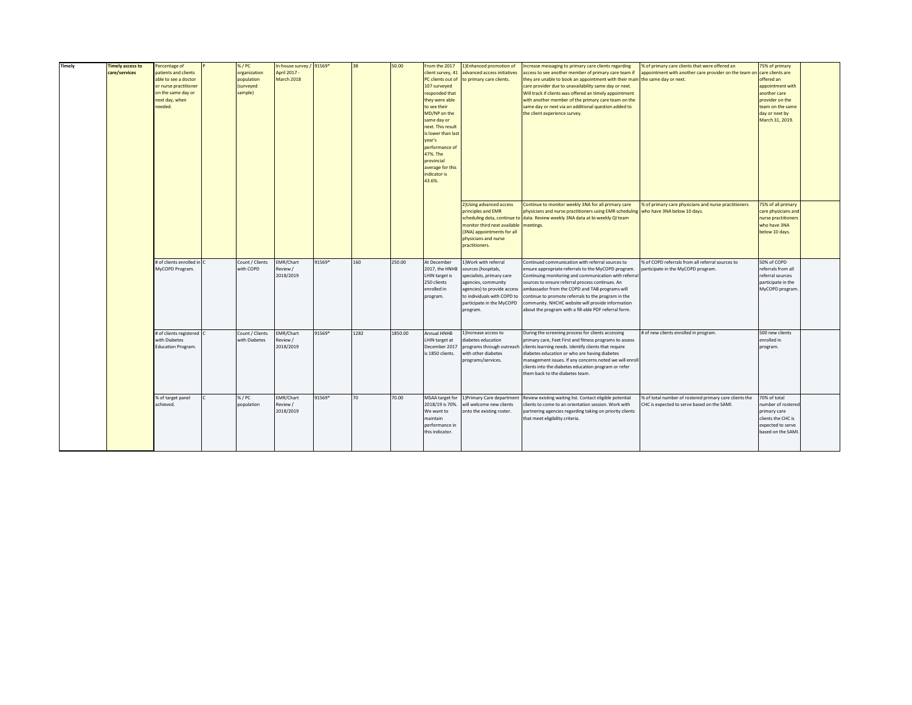| | | | | | | | | | | | | | |
|---|---|---|---|---|---|---|---|---|---|---|---|---|---|
| Timely | Timely access to care/services | Percentage of patients and clients able to see a doctor or nurse practitioner on the same day or next day, when needed. | P | % / PC organization population (surveyed sample) | In-house survey / April 2017 - March 2018 | 91569* | 38 | 50.00 | From the 2017 client survey, 41 PC clients out of 107 surveyed responded that they were able to see their MD/NP on the same day or next. This result is lower than last year's performance of 47%. The provincial average for this indicator is 43.6%. | 1)Enhanced promotion of advanced access initiatives to primary care clients. | Increase messaging to primary care clients regarding access to see another member of primary care team if they are unable to book an appointment with their main care provider due to unavailability same day or next. Will track if clients was offered an timely appointment with another member of the primary care team on the same day or next via an additional question added to the client experience survey. | % of primary care clients that were offered an appointment with another care provider on the team on the same day or next. | 75% of primary care clients are offered an appointment with another care provider on the team on the same day or next by March 31, 2019. | |
| | | | | | | | | | | 2)Using advanced access principles and EMR scheduling data, continue to monitor third next available (3NA) appointments for all physicians and nurse practitioners. | Continue to monitor weekly 3NA for all primary care physicians and nurse practitioners using EMR scheduling data. Review weekly 3NA data at bi-weekly QI team meetings. | % of primary care physicians and nurse practitioners who have 3NA below 10 days. | 75% of all primary care physicians and nurse practitioners who have 3NA below 10 days. | |
| | | # of clients enrolled in MyCOPD Program. | C | Count / Clients with COPD | EMR/Chart Review / 2018/2019 | 91569* | 160 | 250.00 | At December 2017, the HNHB LHIN target is 250 clients enrolled in program. | 1)Work with referral sources (hospitals, specialists, primary care agencies, community agencies) to provide access to individuals with COPD to participate in the MyCOPD program. | Continued communication with referral sources to ensure appropriate referrals to the MyCOPD program. Continuing monitoring and communication with referral sources to ensure referral process continues. An ambassador from the COPD and TAB programs will continue to promote referrals to the program in the community. NHCHC website will provide information about the program with a fill-able PDF referral form. | % of COPD referrals from all referral sources to participate in the MyCOPD program. | 50% of COPD referrals from all referral sources participate in the MyCOPD program. | |
| | | # of clients registered with Diabetes Education Program. | C | Count / Clients with Diabetes | EMR/Chart Review / 2018/2019 | 91569* | 1282 | 1850.00 | Annual HNHB LHIN target at December 2017 is 1850 clients. | 1)Increase access to diabetes education programs through outreach with other diabetes programs/services. | During the screening process for clients accessing primary care, Feet First and fitness programs to assess clients learning needs. Identify clients that require diabetes education or who are having diabetes management issues. If any concerns noted we will enroll clients into the diabetes education program or refer them back to the diabetes team. | # of new clients enrolled in program. | 500 new clients enrolled in program. | |
| | | % of target panel achieved. | C | % / PC population | EMR/Chart Review / 2018/2019 | 91569* | 70 | 70.00 | MSAA target for 2018/19 is 70%. We want to maintain performance in this indicator. | 1)Primary Care department will welcome new clients onto the existing roster. | Review existing waiting list. Contact eligible potential clients to come to an orientation session. Work with partnering agencies regarding taking on priority clients that meet eligibility criteria. | % of total number of rostered primary care clients the CHC is expected to serve based on the SAMI. | 70% of total number of rostered primary care clients the CHC is expected to serve based on the SAMI. | |